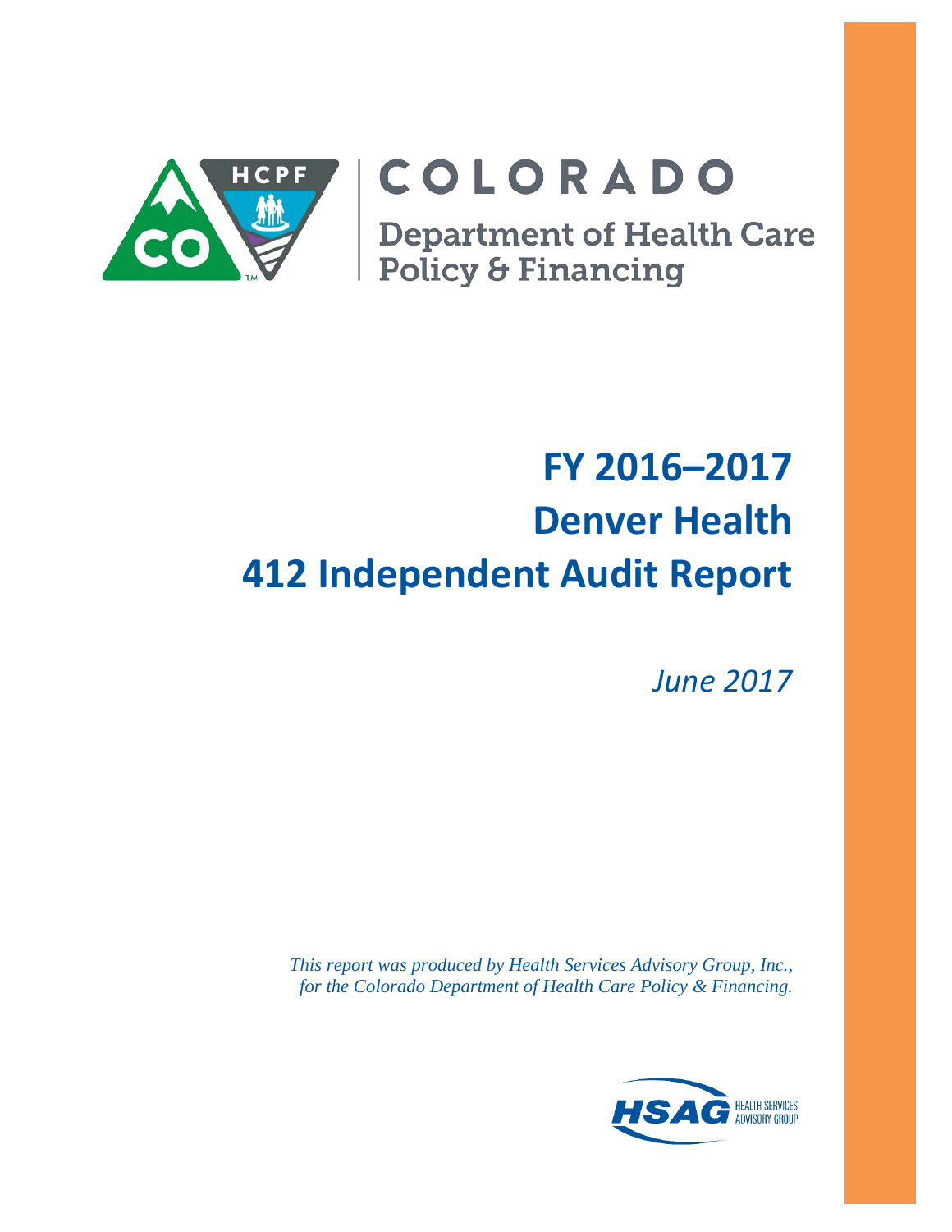COLORADO

Department of Health Care Policy & Financing

# FY 2016–2017 Denver Health 412 Independent Audit Report

*June 2017*

*This report was produced by Health Services Advisory Group, Inc., for the Colorado Department of Health Care Policy & Financing.*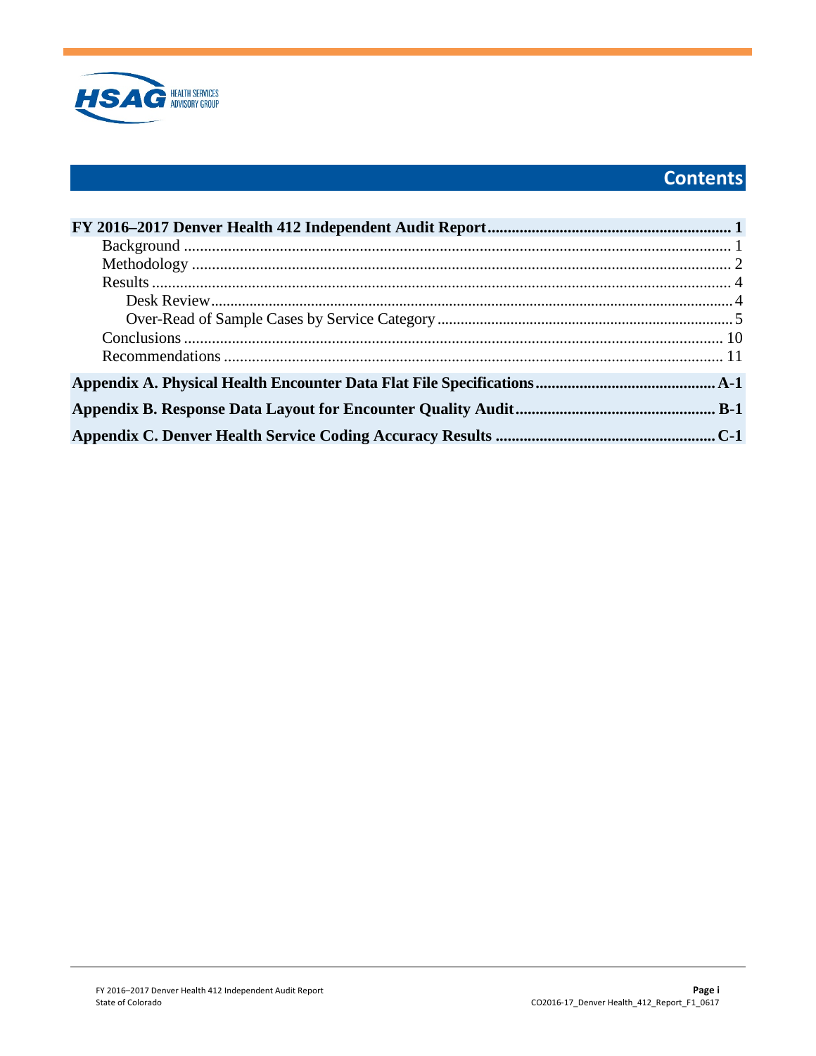# Contents

**FY 2016–2017 Denver Health 412 Independent Audit Report** .......... **1**

- Background .......... 1
- Methodology .......... 2
- Results .......... 4
  - Desk Review .......... 4
  - Over-Read of Sample Cases by Service Category .......... 5
- Conclusions .......... 10
- Recommendations .......... 11

**Appendix A. Physical Health Encounter Data Flat File Specifications** .......... **A-1**

**Appendix B. Response Data Layout for Encounter Quality Audit** .......... **B-1**

**Appendix C. Denver Health Service Coding Accuracy Results** .......... **C-1**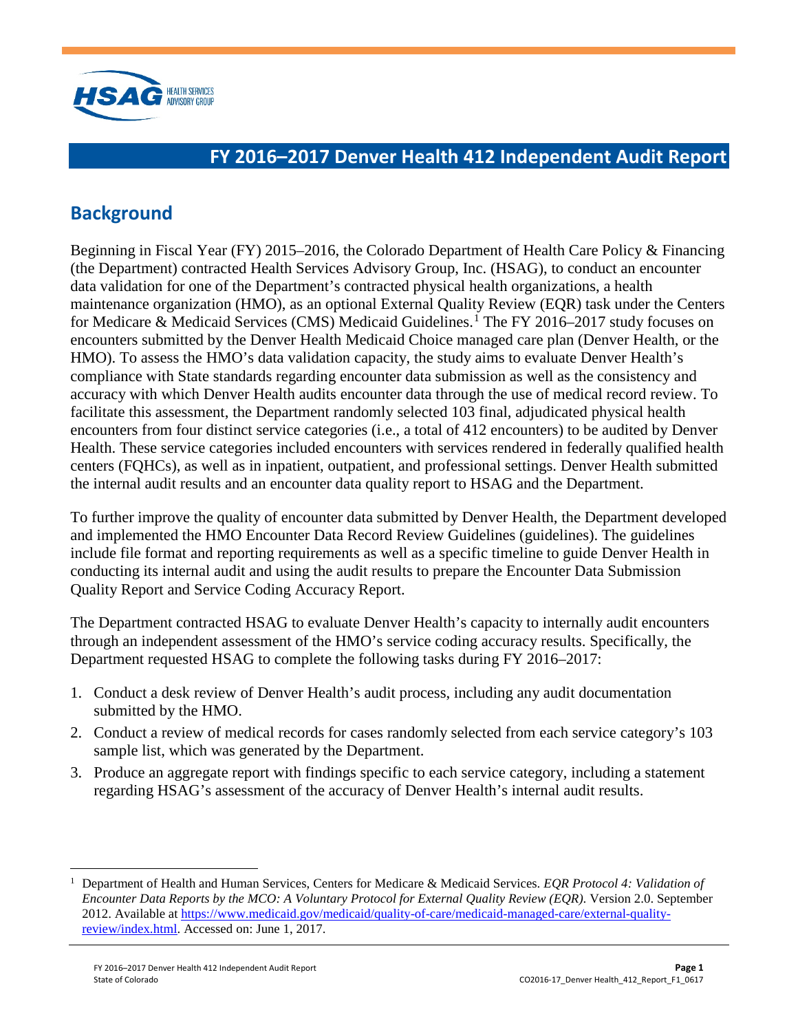# FY 2016–2017 Denver Health 412 Independent Audit Report

## Background

Beginning in Fiscal Year (FY) 2015–2016, the Colorado Department of Health Care Policy & Financing (the Department) contracted Health Services Advisory Group, Inc. (HSAG), to conduct an encounter data validation for one of the Department's contracted physical health organizations, a health maintenance organization (HMO), as an optional External Quality Review (EQR) task under the Centers for Medicare & Medicaid Services (CMS) Medicaid Guidelines.[1] The FY 2016–2017 study focuses on encounters submitted by the Denver Health Medicaid Choice managed care plan (Denver Health, or the HMO). To assess the HMO's data validation capacity, the study aims to evaluate Denver Health's compliance with State standards regarding encounter data submission as well as the consistency and accuracy with which Denver Health audits encounter data through the use of medical record review. To facilitate this assessment, the Department randomly selected 103 final, adjudicated physical health encounters from four distinct service categories (i.e., a total of 412 encounters) to be audited by Denver Health. These service categories included encounters with services rendered in federally qualified health centers (FQHCs), as well as in inpatient, outpatient, and professional settings. Denver Health submitted the internal audit results and an encounter data quality report to HSAG and the Department.

To further improve the quality of encounter data submitted by Denver Health, the Department developed and implemented the HMO Encounter Data Record Review Guidelines (guidelines). The guidelines include file format and reporting requirements as well as a specific timeline to guide Denver Health in conducting its internal audit and using the audit results to prepare the Encounter Data Submission Quality Report and Service Coding Accuracy Report.

The Department contracted HSAG to evaluate Denver Health's capacity to internally audit encounters through an independent assessment of the HMO's service coding accuracy results. Specifically, the Department requested HSAG to complete the following tasks during FY 2016–2017:

1. Conduct a desk review of Denver Health's audit process, including any audit documentation submitted by the HMO.
2. Conduct a review of medical records for cases randomly selected from each service category's 103 sample list, which was generated by the Department.
3. Produce an aggregate report with findings specific to each service category, including a statement regarding HSAG's assessment of the accuracy of Denver Health's internal audit results.

---

[1] Department of Health and Human Services, Centers for Medicare & Medicaid Services. *EQR Protocol 4: Validation of Encounter Data Reports by the MCO: A Voluntary Protocol for External Quality Review (EQR)*. Version 2.0. September 2012. Available at https://www.medicaid.gov/medicaid/quality-of-care/medicaid-managed-care/external-quality-review/index.html. Accessed on: June 1, 2017.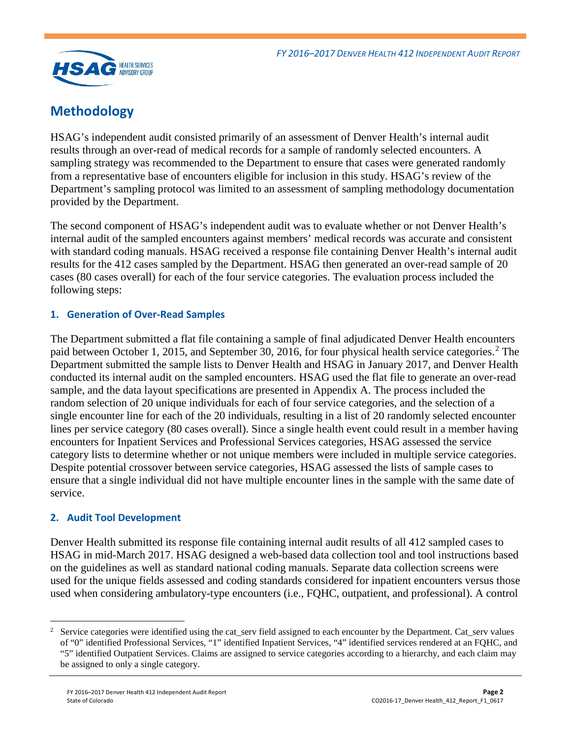## Methodology

HSAG's independent audit consisted primarily of an assessment of Denver Health's internal audit results through an over-read of medical records for a sample of randomly selected encounters. A sampling strategy was recommended to the Department to ensure that cases were generated randomly from a representative base of encounters eligible for inclusion in this study. HSAG's review of the Department's sampling protocol was limited to an assessment of sampling methodology documentation provided by the Department.

The second component of HSAG's independent audit was to evaluate whether or not Denver Health's internal audit of the sampled encounters against members' medical records was accurate and consistent with standard coding manuals. HSAG received a response file containing Denver Health's internal audit results for the 412 cases sampled by the Department. HSAG then generated an over-read sample of 20 cases (80 cases overall) for each of the four service categories. The evaluation process included the following steps:

### 1. Generation of Over-Read Samples

The Department submitted a flat file containing a sample of final adjudicated Denver Health encounters paid between October 1, 2015, and September 30, 2016, for four physical health service categories.[2] The Department submitted the sample lists to Denver Health and HSAG in January 2017, and Denver Health conducted its internal audit on the sampled encounters. HSAG used the flat file to generate an over-read sample, and the data layout specifications are presented in Appendix A. The process included the random selection of 20 unique individuals for each of four service categories, and the selection of a single encounter line for each of the 20 individuals, resulting in a list of 20 randomly selected encounter lines per service category (80 cases overall). Since a single health event could result in a member having encounters for Inpatient Services and Professional Services categories, HSAG assessed the service category lists to determine whether or not unique members were included in multiple service categories. Despite potential crossover between service categories, HSAG assessed the lists of sample cases to ensure that a single individual did not have multiple encounter lines in the sample with the same date of service.

### 2. Audit Tool Development

Denver Health submitted its response file containing internal audit results of all 412 sampled cases to HSAG in mid-March 2017. HSAG designed a web-based data collection tool and tool instructions based on the guidelines as well as standard national coding manuals. Separate data collection screens were used for the unique fields assessed and coding standards considered for inpatient encounters versus those used when considering ambulatory-type encounters (i.e., FQHC, outpatient, and professional). A control

---

[2] Service categories were identified using the cat_serv field assigned to each encounter by the Department. Cat_serv values of "0" identified Professional Services, "1" identified Inpatient Services, "4" identified services rendered at an FQHC, and "5" identified Outpatient Services. Claims are assigned to service categories according to a hierarchy, and each claim may be assigned to only a single category.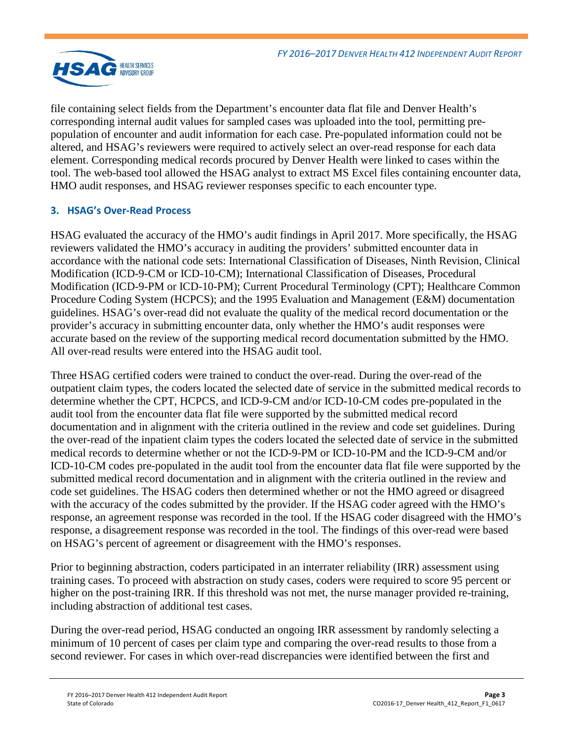file containing select fields from the Department's encounter data flat file and Denver Health's corresponding internal audit values for sampled cases was uploaded into the tool, permitting pre-population of encounter and audit information for each case. Pre-populated information could not be altered, and HSAG's reviewers were required to actively select an over-read response for each data element. Corresponding medical records procured by Denver Health were linked to cases within the tool. The web-based tool allowed the HSAG analyst to extract MS Excel files containing encounter data, HMO audit responses, and HSAG reviewer responses specific to each encounter type.

### 3. HSAG's Over-Read Process

HSAG evaluated the accuracy of the HMO's audit findings in April 2017. More specifically, the HSAG reviewers validated the HMO's accuracy in auditing the providers' submitted encounter data in accordance with the national code sets: International Classification of Diseases, Ninth Revision, Clinical Modification (ICD-9-CM or ICD-10-CM); International Classification of Diseases, Procedural Modification (ICD-9-PM or ICD-10-PM); Current Procedural Terminology (CPT); Healthcare Common Procedure Coding System (HCPCS); and the 1995 Evaluation and Management (E&M) documentation guidelines. HSAG's over-read did not evaluate the quality of the medical record documentation or the provider's accuracy in submitting encounter data, only whether the HMO's audit responses were accurate based on the review of the supporting medical record documentation submitted by the HMO. All over-read results were entered into the HSAG audit tool.

Three HSAG certified coders were trained to conduct the over-read. During the over-read of the outpatient claim types, the coders located the selected date of service in the submitted medical records to determine whether the CPT, HCPCS, and ICD-9-CM and/or ICD-10-CM codes pre-populated in the audit tool from the encounter data flat file were supported by the submitted medical record documentation and in alignment with the criteria outlined in the review and code set guidelines. During the over-read of the inpatient claim types the coders located the selected date of service in the submitted medical records to determine whether or not the ICD-9-PM or ICD-10-PM and the ICD-9-CM and/or ICD-10-CM codes pre-populated in the audit tool from the encounter data flat file were supported by the submitted medical record documentation and in alignment with the criteria outlined in the review and code set guidelines. The HSAG coders then determined whether or not the HMO agreed or disagreed with the accuracy of the codes submitted by the provider. If the HSAG coder agreed with the HMO's response, an agreement response was recorded in the tool. If the HSAG coder disagreed with the HMO's response, a disagreement response was recorded in the tool. The findings of this over-read were based on HSAG's percent of agreement or disagreement with the HMO's responses.

Prior to beginning abstraction, coders participated in an interrater reliability (IRR) assessment using training cases. To proceed with abstraction on study cases, coders were required to score 95 percent or higher on the post-training IRR. If this threshold was not met, the nurse manager provided re-training, including abstraction of additional test cases.

During the over-read period, HSAG conducted an ongoing IRR assessment by randomly selecting a minimum of 10 percent of cases per claim type and comparing the over-read results to those from a second reviewer. For cases in which over-read discrepancies were identified between the first and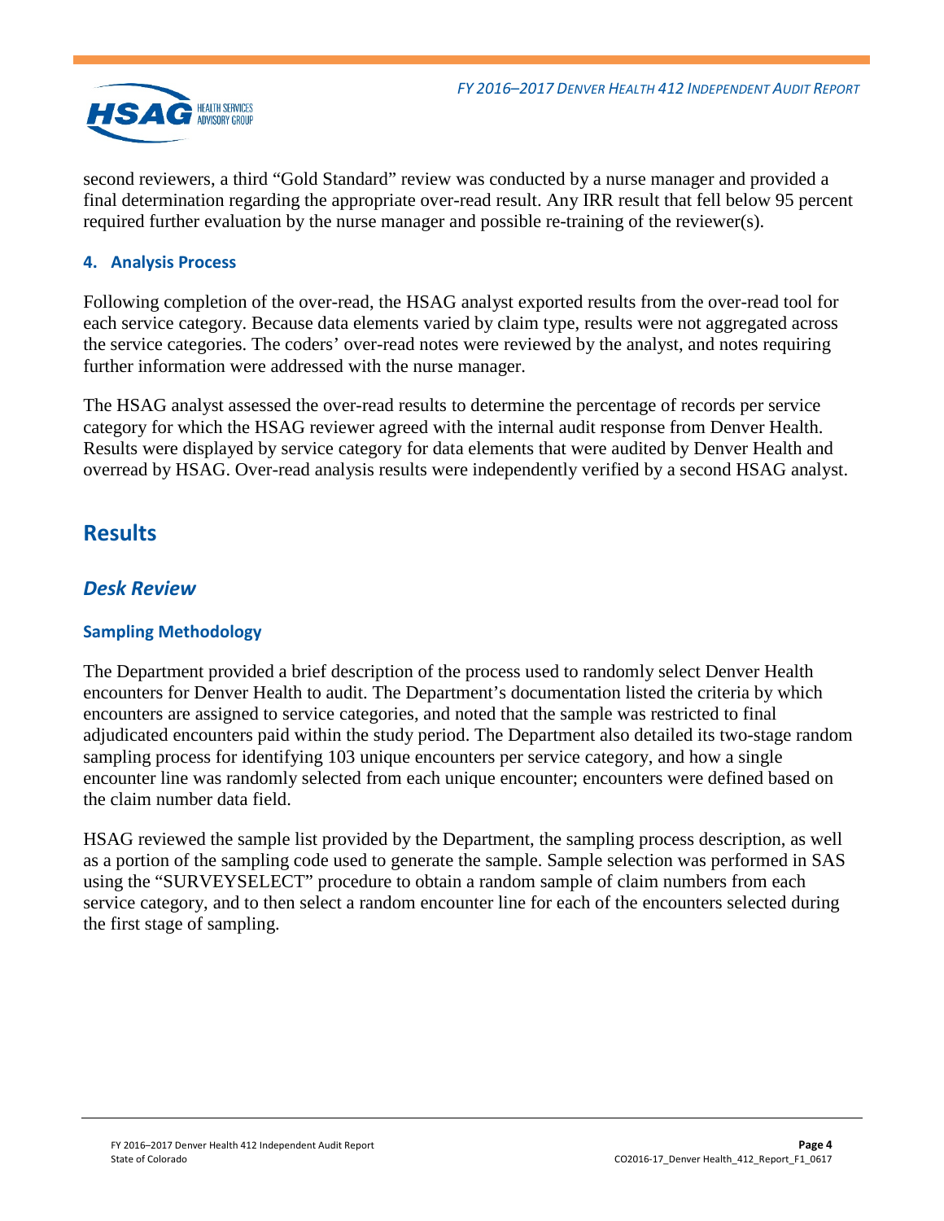second reviewers, a third "Gold Standard" review was conducted by a nurse manager and provided a final determination regarding the appropriate over-read result. Any IRR result that fell below 95 percent required further evaluation by the nurse manager and possible re-training of the reviewer(s).

#### 4. Analysis Process

Following completion of the over-read, the HSAG analyst exported results from the over-read tool for each service category. Because data elements varied by claim type, results were not aggregated across the service categories. The coders' over-read notes were reviewed by the analyst, and notes requiring further information were addressed with the nurse manager.

The HSAG analyst assessed the over-read results to determine the percentage of records per service category for which the HSAG reviewer agreed with the internal audit response from Denver Health. Results were displayed by service category for data elements that were audited by Denver Health and overread by HSAG. Over-read analysis results were independently verified by a second HSAG analyst.

# Results

## *Desk Review*

### Sampling Methodology

The Department provided a brief description of the process used to randomly select Denver Health encounters for Denver Health to audit. The Department's documentation listed the criteria by which encounters are assigned to service categories, and noted that the sample was restricted to final adjudicated encounters paid within the study period. The Department also detailed its two-stage random sampling process for identifying 103 unique encounters per service category, and how a single encounter line was randomly selected from each unique encounter; encounters were defined based on the claim number data field.

HSAG reviewed the sample list provided by the Department, the sampling process description, as well as a portion of the sampling code used to generate the sample. Sample selection was performed in SAS using the "SURVEYSELECT" procedure to obtain a random sample of claim numbers from each service category, and to then select a random encounter line for each of the encounters selected during the first stage of sampling.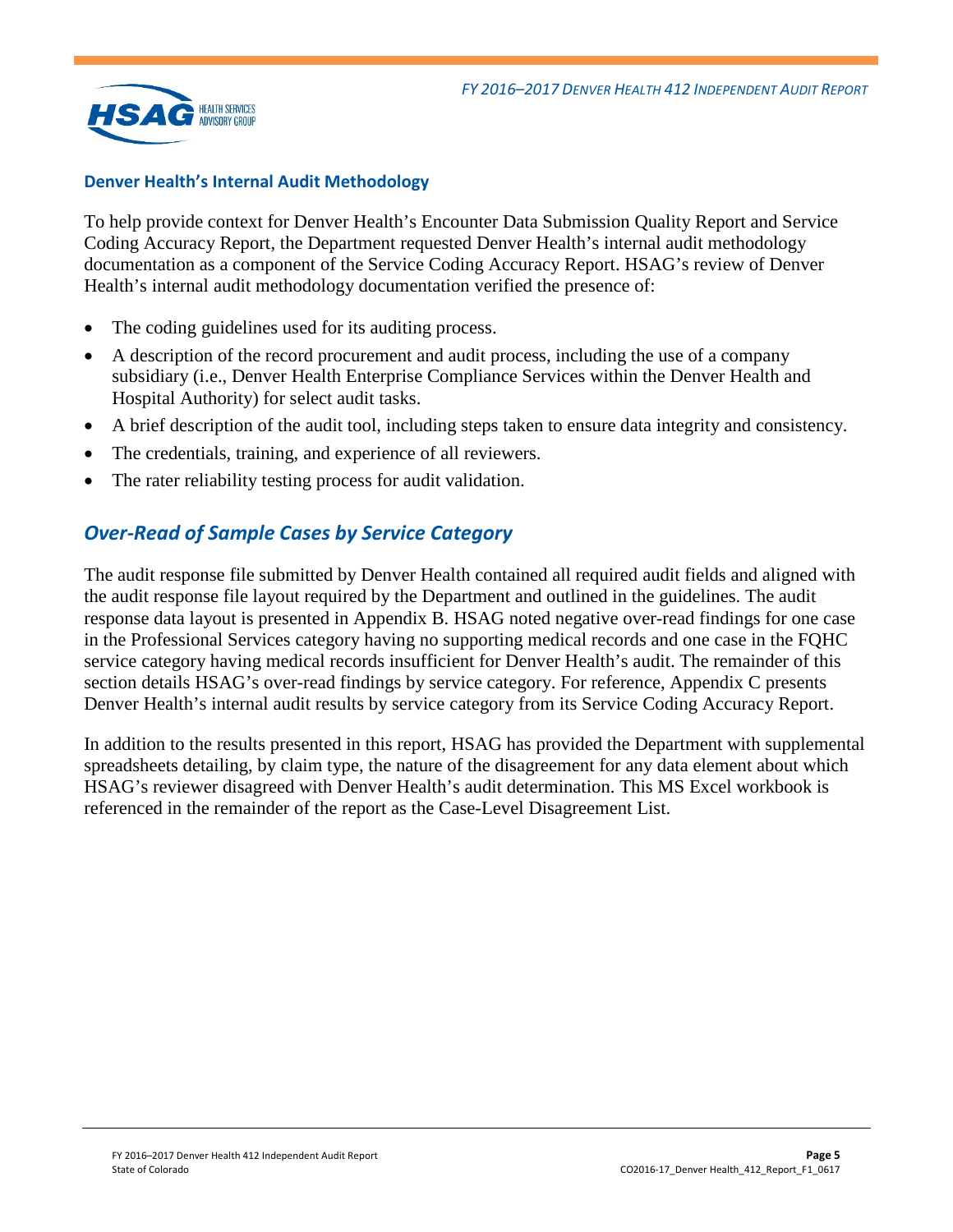### Denver Health's Internal Audit Methodology

To help provide context for Denver Health's Encounter Data Submission Quality Report and Service Coding Accuracy Report, the Department requested Denver Health's internal audit methodology documentation as a component of the Service Coding Accuracy Report. HSAG's review of Denver Health's internal audit methodology documentation verified the presence of:

- The coding guidelines used for its auditing process.
- A description of the record procurement and audit process, including the use of a company subsidiary (i.e., Denver Health Enterprise Compliance Services within the Denver Health and Hospital Authority) for select audit tasks.
- A brief description of the audit tool, including steps taken to ensure data integrity and consistency.
- The credentials, training, and experience of all reviewers.
- The rater reliability testing process for audit validation.

## *Over-Read of Sample Cases by Service Category*

The audit response file submitted by Denver Health contained all required audit fields and aligned with the audit response file layout required by the Department and outlined in the guidelines. The audit response data layout is presented in Appendix B. HSAG noted negative over-read findings for one case in the Professional Services category having no supporting medical records and one case in the FQHC service category having medical records insufficient for Denver Health's audit. The remainder of this section details HSAG's over-read findings by service category. For reference, Appendix C presents Denver Health's internal audit results by service category from its Service Coding Accuracy Report.

In addition to the results presented in this report, HSAG has provided the Department with supplemental spreadsheets detailing, by claim type, the nature of the disagreement for any data element about which HSAG's reviewer disagreed with Denver Health's audit determination. This MS Excel workbook is referenced in the remainder of the report as the Case-Level Disagreement List.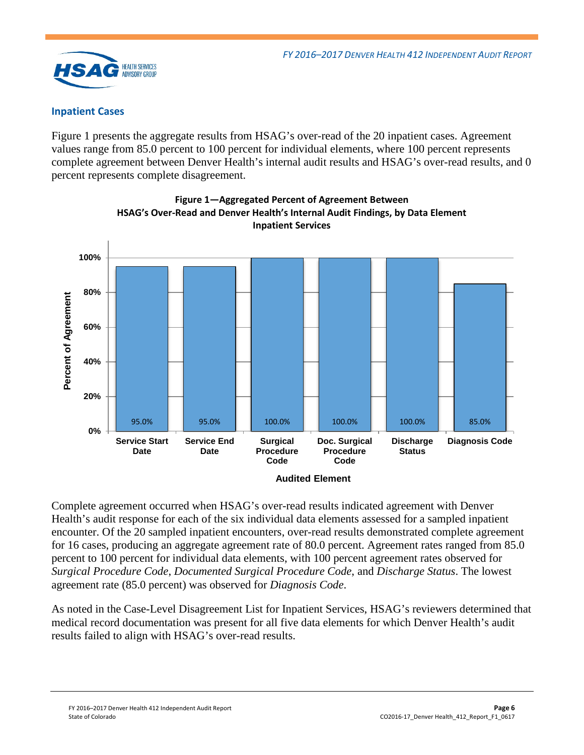### Inpatient Cases

Figure 1 presents the aggregate results from HSAG's over-read of the 20 inpatient cases. Agreement values range from 85.0 percent to 100 percent for individual elements, where 100 percent represents complete agreement between Denver Health's internal audit results and HSAG's over-read results, and 0 percent represents complete disagreement.

**Figure 1—Aggregated Percent of Agreement Between HSAG's Over-Read and Denver Health's Internal Audit Findings, by Data Element Inpatient Services**

| Audited Element | Percent of Agreement |
|---|---|
| Service Start Date | 95.0% |
| Service End Date | 95.0% |
| Surgical Procedure Code | 100.0% |
| Doc. Surgical Procedure Code | 100.0% |
| Discharge Status | 100.0% |
| Diagnosis Code | 85.0% |

Complete agreement occurred when HSAG's over-read results indicated agreement with Denver Health's audit response for each of the six individual data elements assessed for a sampled inpatient encounter. Of the 20 sampled inpatient encounters, over-read results demonstrated complete agreement for 16 cases, producing an aggregate agreement rate of 80.0 percent. Agreement rates ranged from 85.0 percent to 100 percent for individual data elements, with 100 percent agreement rates observed for *Surgical Procedure Code*, *Documented Surgical Procedure Code*, and *Discharge Status*. The lowest agreement rate (85.0 percent) was observed for *Diagnosis Code*.

As noted in the Case-Level Disagreement List for Inpatient Services, HSAG's reviewers determined that medical record documentation was present for all five data elements for which Denver Health's audit results failed to align with HSAG's over-read results.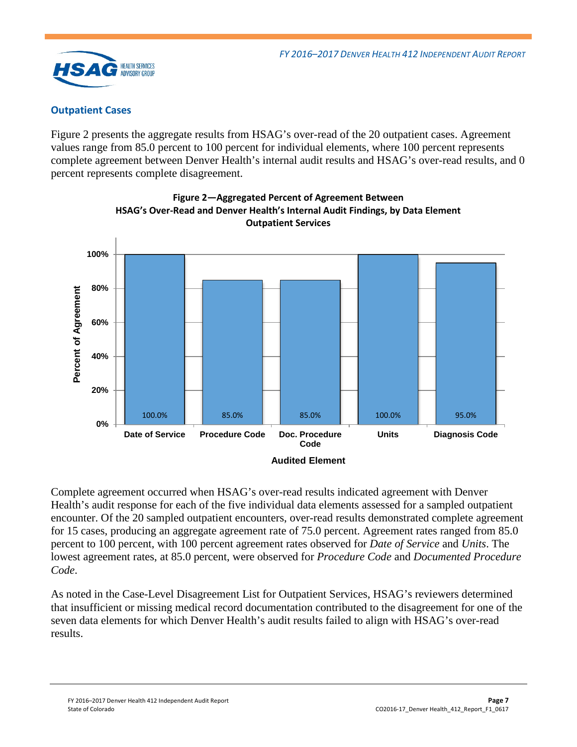## Outpatient Cases

Figure 2 presents the aggregate results from HSAG's over-read of the 20 outpatient cases. Agreement values range from 85.0 percent to 100 percent for individual elements, where 100 percent represents complete agreement between Denver Health's internal audit results and HSAG's over-read results, and 0 percent represents complete disagreement.

**Figure 2—Aggregated Percent of Agreement Between HSAG's Over-Read and Denver Health's Internal Audit Findings, by Data Element Outpatient Services**

| Audited Element | Percent of Agreement |
| --- | --- |
| Date of Service | 100.0% |
| Procedure Code | 85.0% |
| Doc. Procedure Code | 85.0% |
| Units | 100.0% |
| Diagnosis Code | 95.0% |

Complete agreement occurred when HSAG's over-read results indicated agreement with Denver Health's audit response for each of the five individual data elements assessed for a sampled outpatient encounter. Of the 20 sampled outpatient encounters, over-read results demonstrated complete agreement for 15 cases, producing an aggregate agreement rate of 75.0 percent. Agreement rates ranged from 85.0 percent to 100 percent, with 100 percent agreement rates observed for *Date of Service* and *Units*. The lowest agreement rates, at 85.0 percent, were observed for *Procedure Code* and *Documented Procedure Code*.

As noted in the Case-Level Disagreement List for Outpatient Services, HSAG's reviewers determined that insufficient or missing medical record documentation contributed to the disagreement for one of the seven data elements for which Denver Health's audit results failed to align with HSAG's over-read results.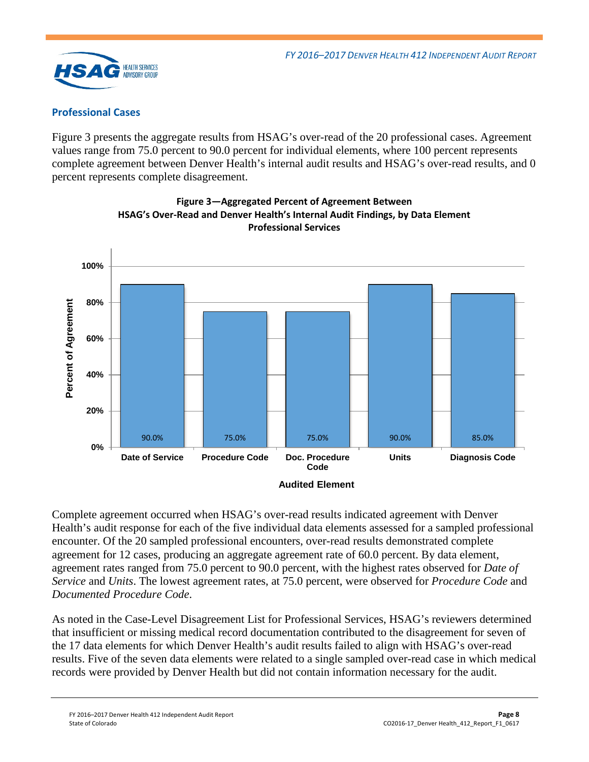### Professional Cases

Figure 3 presents the aggregate results from HSAG's over-read of the 20 professional cases. Agreement values range from 75.0 percent to 90.0 percent for individual elements, where 100 percent represents complete agreement between Denver Health's internal audit results and HSAG's over-read results, and 0 percent represents complete disagreement.

**Figure 3—Aggregated Percent of Agreement Between HSAG's Over-Read and Denver Health's Internal Audit Findings, by Data Element Professional Services**

| Audited Element | Percent of Agreement |
|---|---|
| Date of Service | 90.0% |
| Procedure Code | 75.0% |
| Doc. Procedure Code | 75.0% |
| Units | 90.0% |
| Diagnosis Code | 85.0% |

Complete agreement occurred when HSAG's over-read results indicated agreement with Denver Health's audit response for each of the five individual data elements assessed for a sampled professional encounter. Of the 20 sampled professional encounters, over-read results demonstrated complete agreement for 12 cases, producing an aggregate agreement rate of 60.0 percent. By data element, agreement rates ranged from 75.0 percent to 90.0 percent, with the highest rates observed for *Date of Service* and *Units*. The lowest agreement rates, at 75.0 percent, were observed for *Procedure Code* and *Documented Procedure Code*.

As noted in the Case-Level Disagreement List for Professional Services, HSAG's reviewers determined that insufficient or missing medical record documentation contributed to the disagreement for seven of the 17 data elements for which Denver Health's audit results failed to align with HSAG's over-read results. Five of the seven data elements were related to a single sampled over-read case in which medical records were provided by Denver Health but did not contain information necessary for the audit.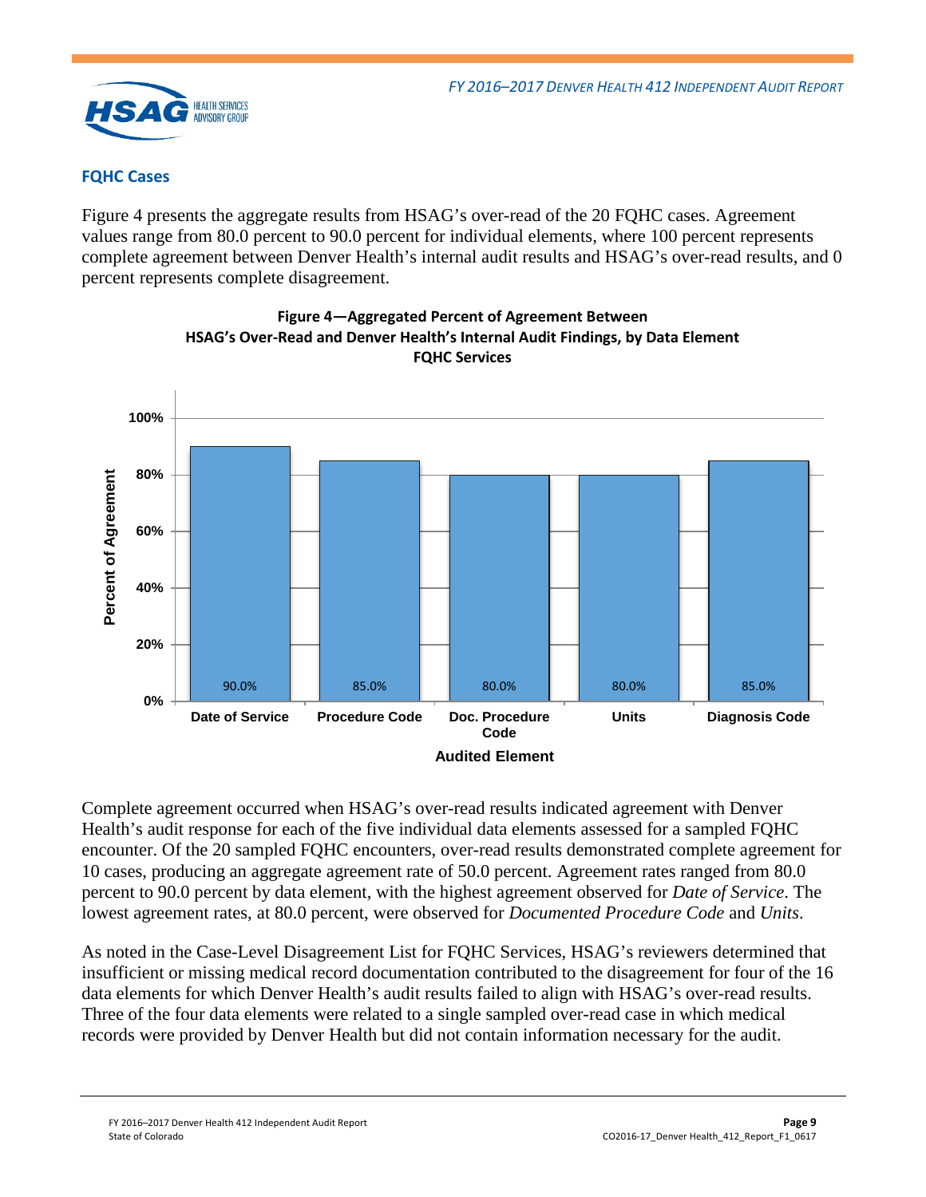## FQHC Cases

Figure 4 presents the aggregate results from HSAG's over-read of the 20 FQHC cases. Agreement values range from 80.0 percent to 90.0 percent for individual elements, where 100 percent represents complete agreement between Denver Health's internal audit results and HSAG's over-read results, and 0 percent represents complete disagreement.

**Figure 4—Aggregated Percent of Agreement Between HSAG's Over-Read and Denver Health's Internal Audit Findings, by Data Element FQHC Services**

| Audited Element | Percent of Agreement |
|---|---|
| Date of Service | 90.0% |
| Procedure Code | 85.0% |
| Doc. Procedure Code | 80.0% |
| Units | 80.0% |
| Diagnosis Code | 85.0% |

Complete agreement occurred when HSAG's over-read results indicated agreement with Denver Health's audit response for each of the five individual data elements assessed for a sampled FQHC encounter. Of the 20 sampled FQHC encounters, over-read results demonstrated complete agreement for 10 cases, producing an aggregate agreement rate of 50.0 percent. Agreement rates ranged from 80.0 percent to 90.0 percent by data element, with the highest agreement observed for *Date of Service*. The lowest agreement rates, at 80.0 percent, were observed for *Documented Procedure Code* and *Units*.

As noted in the Case-Level Disagreement List for FQHC Services, HSAG's reviewers determined that insufficient or missing medical record documentation contributed to the disagreement for four of the 16 data elements for which Denver Health's audit results failed to align with HSAG's over-read results. Three of the four data elements were related to a single sampled over-read case in which medical records were provided by Denver Health but did not contain information necessary for the audit.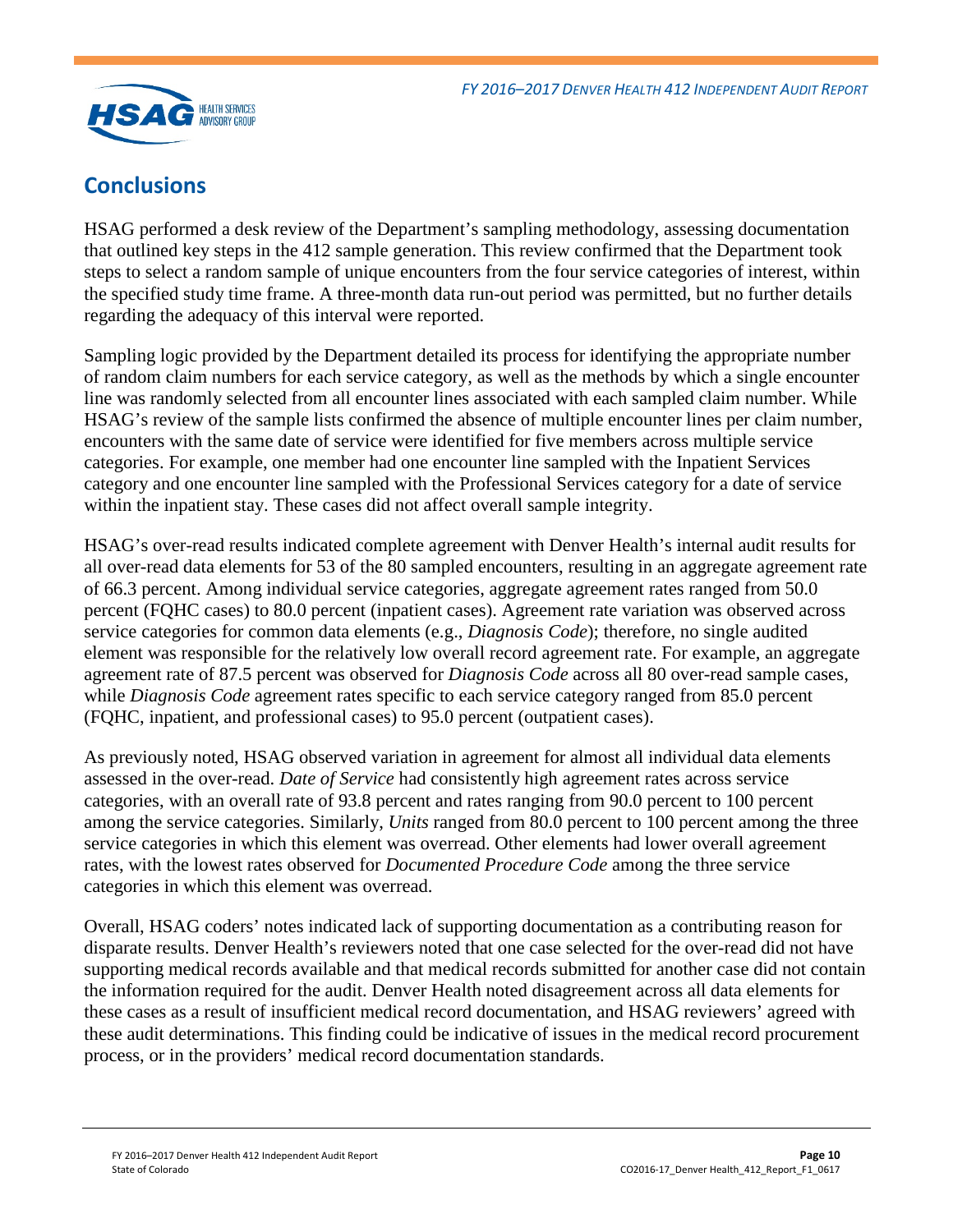## Conclusions

HSAG performed a desk review of the Department's sampling methodology, assessing documentation that outlined key steps in the 412 sample generation. This review confirmed that the Department took steps to select a random sample of unique encounters from the four service categories of interest, within the specified study time frame. A three-month data run-out period was permitted, but no further details regarding the adequacy of this interval were reported.

Sampling logic provided by the Department detailed its process for identifying the appropriate number of random claim numbers for each service category, as well as the methods by which a single encounter line was randomly selected from all encounter lines associated with each sampled claim number. While HSAG's review of the sample lists confirmed the absence of multiple encounter lines per claim number, encounters with the same date of service were identified for five members across multiple service categories. For example, one member had one encounter line sampled with the Inpatient Services category and one encounter line sampled with the Professional Services category for a date of service within the inpatient stay. These cases did not affect overall sample integrity.

HSAG's over-read results indicated complete agreement with Denver Health's internal audit results for all over-read data elements for 53 of the 80 sampled encounters, resulting in an aggregate agreement rate of 66.3 percent. Among individual service categories, aggregate agreement rates ranged from 50.0 percent (FQHC cases) to 80.0 percent (inpatient cases). Agreement rate variation was observed across service categories for common data elements (e.g., *Diagnosis Code*); therefore, no single audited element was responsible for the relatively low overall record agreement rate. For example, an aggregate agreement rate of 87.5 percent was observed for *Diagnosis Code* across all 80 over-read sample cases, while *Diagnosis Code* agreement rates specific to each service category ranged from 85.0 percent (FQHC, inpatient, and professional cases) to 95.0 percent (outpatient cases).

As previously noted, HSAG observed variation in agreement for almost all individual data elements assessed in the over-read. *Date of Service* had consistently high agreement rates across service categories, with an overall rate of 93.8 percent and rates ranging from 90.0 percent to 100 percent among the service categories. Similarly, *Units* ranged from 80.0 percent to 100 percent among the three service categories in which this element was overread. Other elements had lower overall agreement rates, with the lowest rates observed for *Documented Procedure Code* among the three service categories in which this element was overread.

Overall, HSAG coders' notes indicated lack of supporting documentation as a contributing reason for disparate results. Denver Health's reviewers noted that one case selected for the over-read did not have supporting medical records available and that medical records submitted for another case did not contain the information required for the audit. Denver Health noted disagreement across all data elements for these cases as a result of insufficient medical record documentation, and HSAG reviewers' agreed with these audit determinations. This finding could be indicative of issues in the medical record procurement process, or in the providers' medical record documentation standards.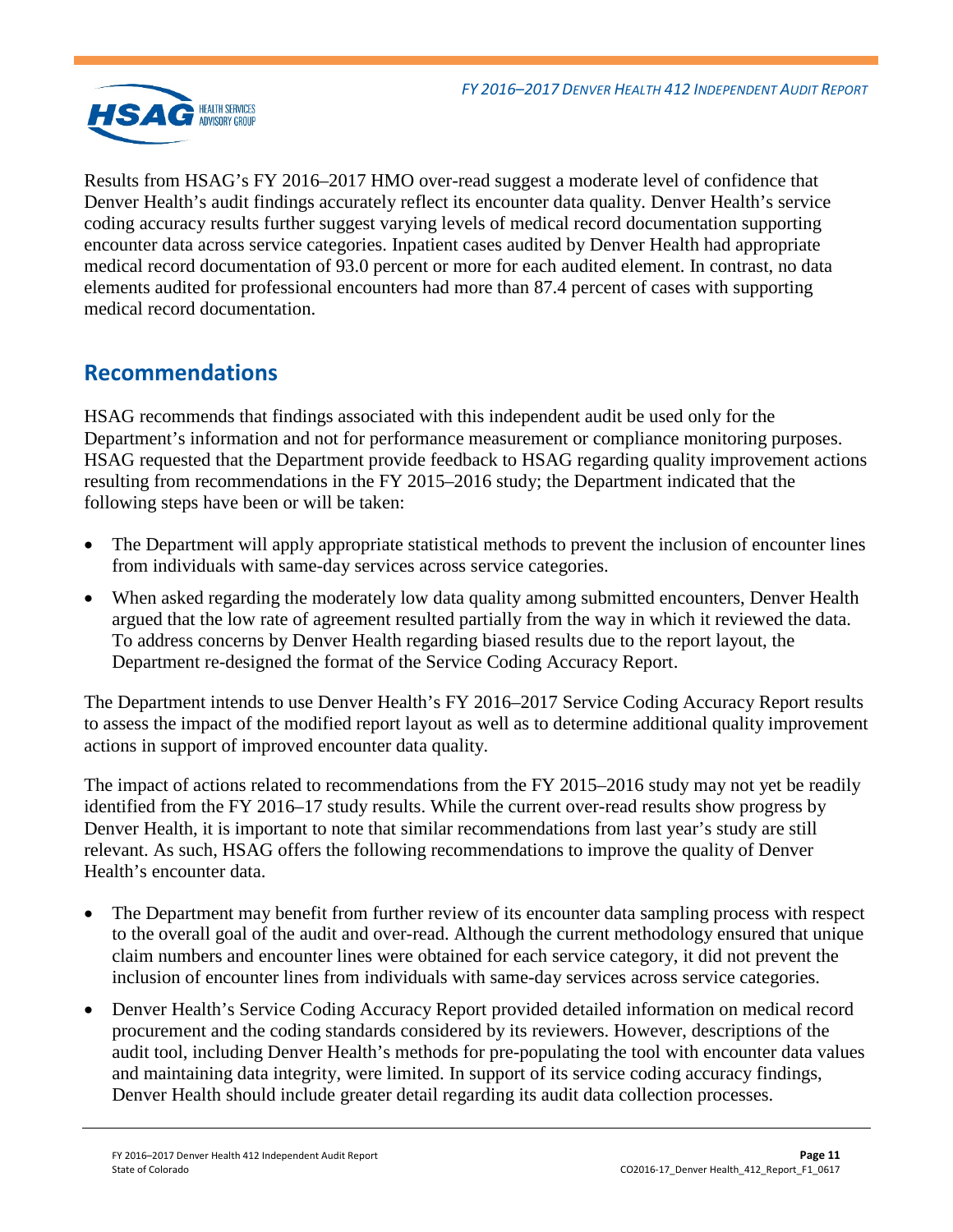Results from HSAG's FY 2016–2017 HMO over-read suggest a moderate level of confidence that Denver Health's audit findings accurately reflect its encounter data quality. Denver Health's service coding accuracy results further suggest varying levels of medical record documentation supporting encounter data across service categories. Inpatient cases audited by Denver Health had appropriate medical record documentation of 93.0 percent or more for each audited element. In contrast, no data elements audited for professional encounters had more than 87.4 percent of cases with supporting medical record documentation.

## Recommendations

HSAG recommends that findings associated with this independent audit be used only for the Department's information and not for performance measurement or compliance monitoring purposes. HSAG requested that the Department provide feedback to HSAG regarding quality improvement actions resulting from recommendations in the FY 2015–2016 study; the Department indicated that the following steps have been or will be taken:

- The Department will apply appropriate statistical methods to prevent the inclusion of encounter lines from individuals with same-day services across service categories.
- When asked regarding the moderately low data quality among submitted encounters, Denver Health argued that the low rate of agreement resulted partially from the way in which it reviewed the data. To address concerns by Denver Health regarding biased results due to the report layout, the Department re-designed the format of the Service Coding Accuracy Report.

The Department intends to use Denver Health's FY 2016–2017 Service Coding Accuracy Report results to assess the impact of the modified report layout as well as to determine additional quality improvement actions in support of improved encounter data quality.

The impact of actions related to recommendations from the FY 2015–2016 study may not yet be readily identified from the FY 2016–17 study results. While the current over-read results show progress by Denver Health, it is important to note that similar recommendations from last year's study are still relevant. As such, HSAG offers the following recommendations to improve the quality of Denver Health's encounter data.

- The Department may benefit from further review of its encounter data sampling process with respect to the overall goal of the audit and over-read. Although the current methodology ensured that unique claim numbers and encounter lines were obtained for each service category, it did not prevent the inclusion of encounter lines from individuals with same-day services across service categories.
- Denver Health's Service Coding Accuracy Report provided detailed information on medical record procurement and the coding standards considered by its reviewers. However, descriptions of the audit tool, including Denver Health's methods for pre-populating the tool with encounter data values and maintaining data integrity, were limited. In support of its service coding accuracy findings, Denver Health should include greater detail regarding its audit data collection processes.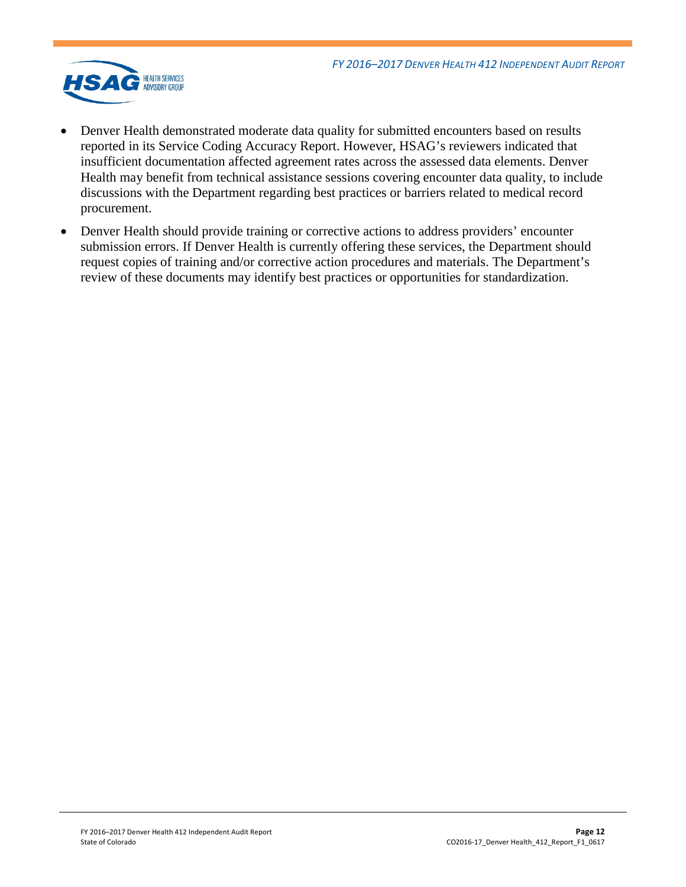- Denver Health demonstrated moderate data quality for submitted encounters based on results reported in its Service Coding Accuracy Report. However, HSAG's reviewers indicated that insufficient documentation affected agreement rates across the assessed data elements. Denver Health may benefit from technical assistance sessions covering encounter data quality, to include discussions with the Department regarding best practices or barriers related to medical record procurement.
- Denver Health should provide training or corrective actions to address providers' encounter submission errors. If Denver Health is currently offering these services, the Department should request copies of training and/or corrective action procedures and materials. The Department's review of these documents may identify best practices or opportunities for standardization.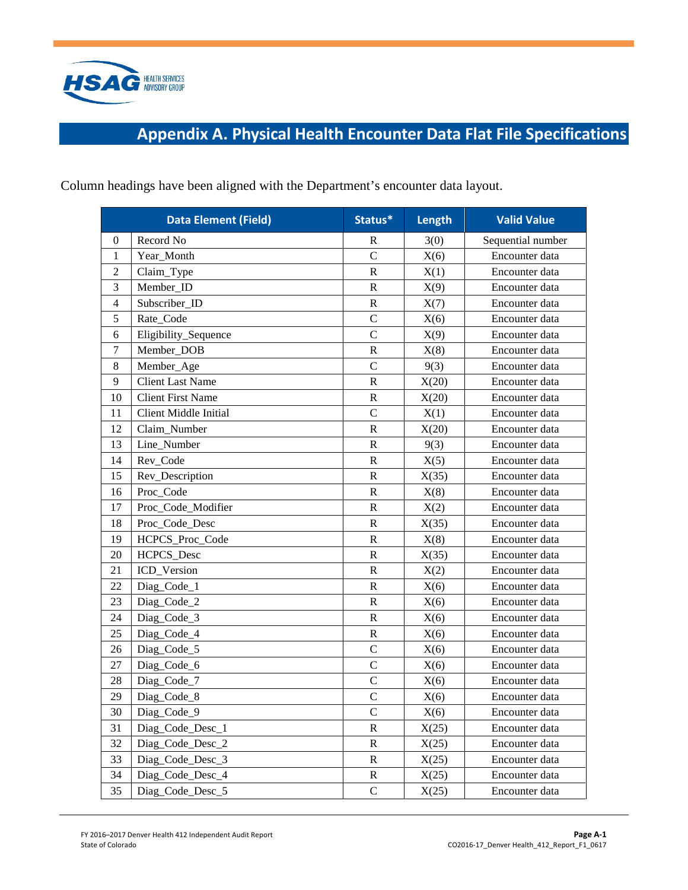# Appendix A. Physical Health Encounter Data Flat File Specifications

Column headings have been aligned with the Department's encounter data layout.

| | Data Element (Field) | Status* | Length | Valid Value |
|---|---|---|---|---|
| 0 | Record No | R | 3(0) | Sequential number |
| 1 | Year_Month | C | X(6) | Encounter data |
| 2 | Claim_Type | R | X(1) | Encounter data |
| 3 | Member_ID | R | X(9) | Encounter data |
| 4 | Subscriber_ID | R | X(7) | Encounter data |
| 5 | Rate_Code | C | X(6) | Encounter data |
| 6 | Eligibility_Sequence | C | X(9) | Encounter data |
| 7 | Member_DOB | R | X(8) | Encounter data |
| 8 | Member_Age | C | 9(3) | Encounter data |
| 9 | Client Last Name | R | X(20) | Encounter data |
| 10 | Client First Name | R | X(20) | Encounter data |
| 11 | Client Middle Initial | C | X(1) | Encounter data |
| 12 | Claim_Number | R | X(20) | Encounter data |
| 13 | Line_Number | R | 9(3) | Encounter data |
| 14 | Rev_Code | R | X(5) | Encounter data |
| 15 | Rev_Description | R | X(35) | Encounter data |
| 16 | Proc_Code | R | X(8) | Encounter data |
| 17 | Proc_Code_Modifier | R | X(2) | Encounter data |
| 18 | Proc_Code_Desc | R | X(35) | Encounter data |
| 19 | HCPCS_Proc_Code | R | X(8) | Encounter data |
| 20 | HCPCS_Desc | R | X(35) | Encounter data |
| 21 | ICD_Version | R | X(2) | Encounter data |
| 22 | Diag_Code_1 | R | X(6) | Encounter data |
| 23 | Diag_Code_2 | R | X(6) | Encounter data |
| 24 | Diag_Code_3 | R | X(6) | Encounter data |
| 25 | Diag_Code_4 | R | X(6) | Encounter data |
| 26 | Diag_Code_5 | C | X(6) | Encounter data |
| 27 | Diag_Code_6 | C | X(6) | Encounter data |
| 28 | Diag_Code_7 | C | X(6) | Encounter data |
| 29 | Diag_Code_8 | C | X(6) | Encounter data |
| 30 | Diag_Code_9 | C | X(6) | Encounter data |
| 31 | Diag_Code_Desc_1 | R | X(25) | Encounter data |
| 32 | Diag_Code_Desc_2 | R | X(25) | Encounter data |
| 33 | Diag_Code_Desc_3 | R | X(25) | Encounter data |
| 34 | Diag_Code_Desc_4 | R | X(25) | Encounter data |
| 35 | Diag_Code_Desc_5 | C | X(25) | Encounter data |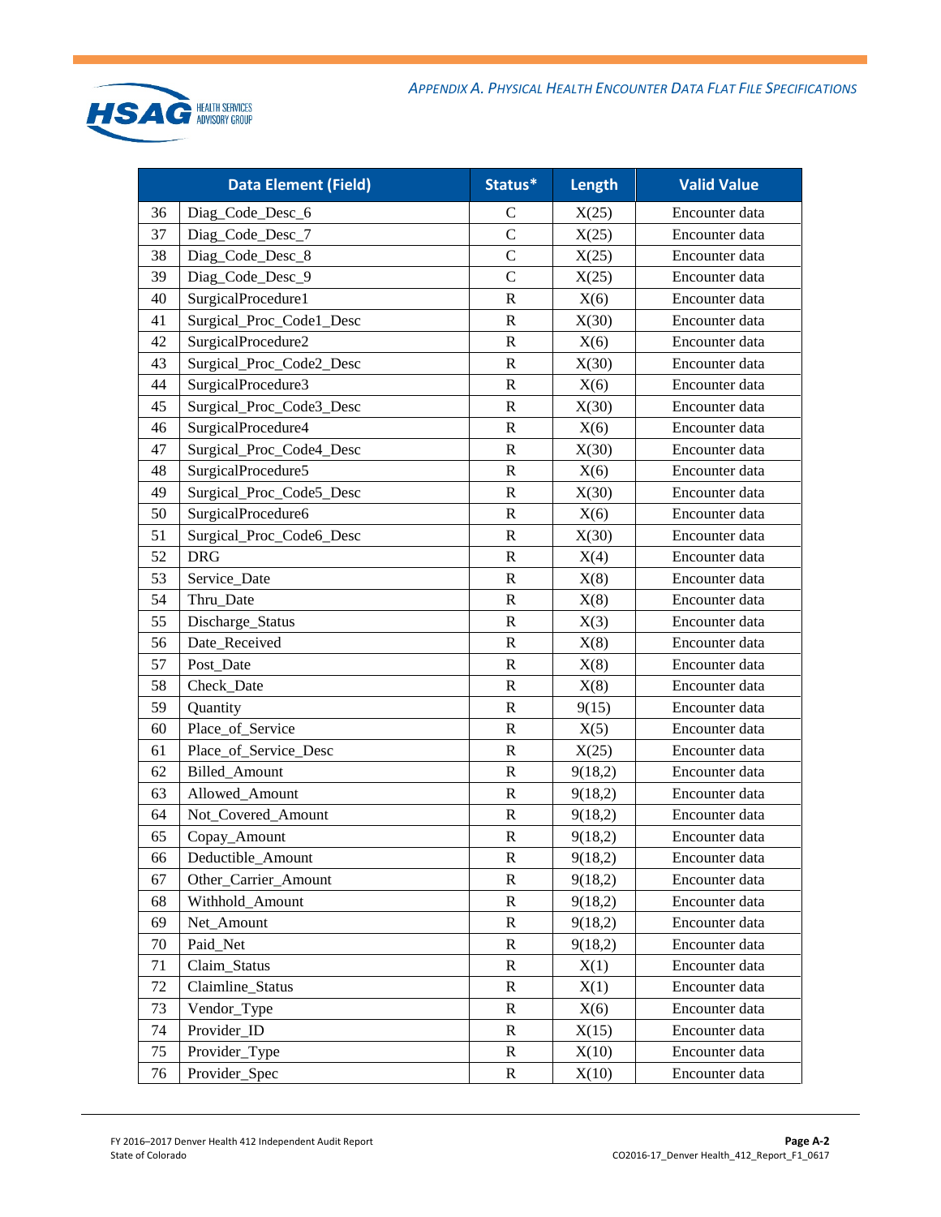| Data Element (Field) | | Status* | Length | Valid Value |
|---|---|---|---|---|
| 36 | Diag_Code_Desc_6 | C | X(25) | Encounter data |
| 37 | Diag_Code_Desc_7 | C | X(25) | Encounter data |
| 38 | Diag_Code_Desc_8 | C | X(25) | Encounter data |
| 39 | Diag_Code_Desc_9 | C | X(25) | Encounter data |
| 40 | SurgicalProcedure1 | R | X(6) | Encounter data |
| 41 | Surgical_Proc_Code1_Desc | R | X(30) | Encounter data |
| 42 | SurgicalProcedure2 | R | X(6) | Encounter data |
| 43 | Surgical_Proc_Code2_Desc | R | X(30) | Encounter data |
| 44 | SurgicalProcedure3 | R | X(6) | Encounter data |
| 45 | Surgical_Proc_Code3_Desc | R | X(30) | Encounter data |
| 46 | SurgicalProcedure4 | R | X(6) | Encounter data |
| 47 | Surgical_Proc_Code4_Desc | R | X(30) | Encounter data |
| 48 | SurgicalProcedure5 | R | X(6) | Encounter data |
| 49 | Surgical_Proc_Code5_Desc | R | X(30) | Encounter data |
| 50 | SurgicalProcedure6 | R | X(6) | Encounter data |
| 51 | Surgical_Proc_Code6_Desc | R | X(30) | Encounter data |
| 52 | DRG | R | X(4) | Encounter data |
| 53 | Service_Date | R | X(8) | Encounter data |
| 54 | Thru_Date | R | X(8) | Encounter data |
| 55 | Discharge_Status | R | X(3) | Encounter data |
| 56 | Date_Received | R | X(8) | Encounter data |
| 57 | Post_Date | R | X(8) | Encounter data |
| 58 | Check_Date | R | X(8) | Encounter data |
| 59 | Quantity | R | 9(15) | Encounter data |
| 60 | Place_of_Service | R | X(5) | Encounter data |
| 61 | Place_of_Service_Desc | R | X(25) | Encounter data |
| 62 | Billed_Amount | R | 9(18,2) | Encounter data |
| 63 | Allowed_Amount | R | 9(18,2) | Encounter data |
| 64 | Not_Covered_Amount | R | 9(18,2) | Encounter data |
| 65 | Copay_Amount | R | 9(18,2) | Encounter data |
| 66 | Deductible_Amount | R | 9(18,2) | Encounter data |
| 67 | Other_Carrier_Amount | R | 9(18,2) | Encounter data |
| 68 | Withhold_Amount | R | 9(18,2) | Encounter data |
| 69 | Net_Amount | R | 9(18,2) | Encounter data |
| 70 | Paid_Net | R | 9(18,2) | Encounter data |
| 71 | Claim_Status | R | X(1) | Encounter data |
| 72 | Claimline_Status | R | X(1) | Encounter data |
| 73 | Vendor_Type | R | X(6) | Encounter data |
| 74 | Provider_ID | R | X(15) | Encounter data |
| 75 | Provider_Type | R | X(10) | Encounter data |
| 76 | Provider_Spec | R | X(10) | Encounter data |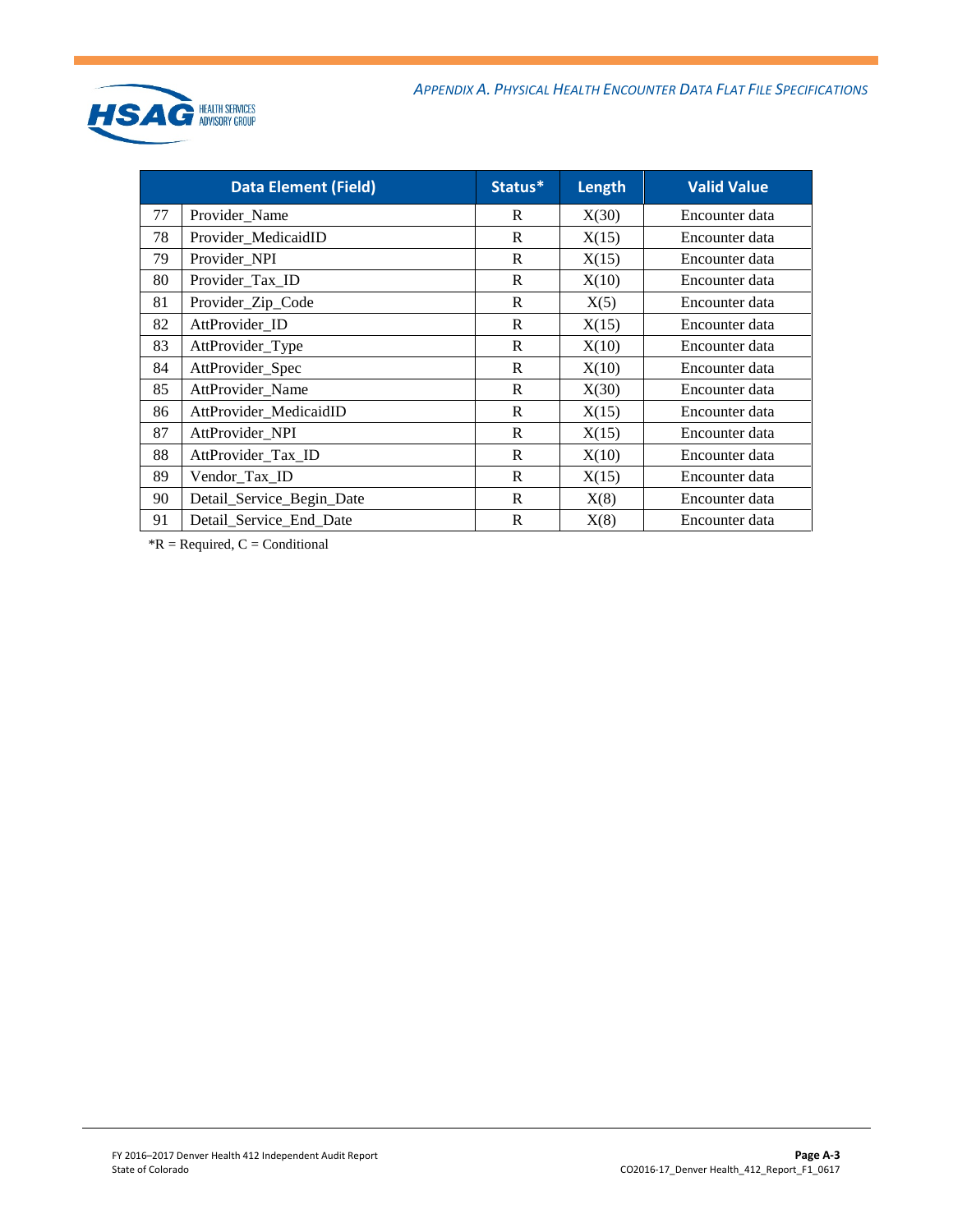| | Data Element (Field) | Status* | Length | Valid Value |
|---|---|---|---|---|
| 77 | Provider_Name | R | X(30) | Encounter data |
| 78 | Provider_MedicaidID | R | X(15) | Encounter data |
| 79 | Provider_NPI | R | X(15) | Encounter data |
| 80 | Provider_Tax_ID | R | X(10) | Encounter data |
| 81 | Provider_Zip_Code | R | X(5) | Encounter data |
| 82 | AttProvider_ID | R | X(15) | Encounter data |
| 83 | AttProvider_Type | R | X(10) | Encounter data |
| 84 | AttProvider_Spec | R | X(10) | Encounter data |
| 85 | AttProvider_Name | R | X(30) | Encounter data |
| 86 | AttProvider_MedicaidID | R | X(15) | Encounter data |
| 87 | AttProvider_NPI | R | X(15) | Encounter data |
| 88 | AttProvider_Tax_ID | R | X(10) | Encounter data |
| 89 | Vendor_Tax_ID | R | X(15) | Encounter data |
| 90 | Detail_Service_Begin_Date | R | X(8) | Encounter data |
| 91 | Detail_Service_End_Date | R | X(8) | Encounter data |

*R = Required, C = Conditional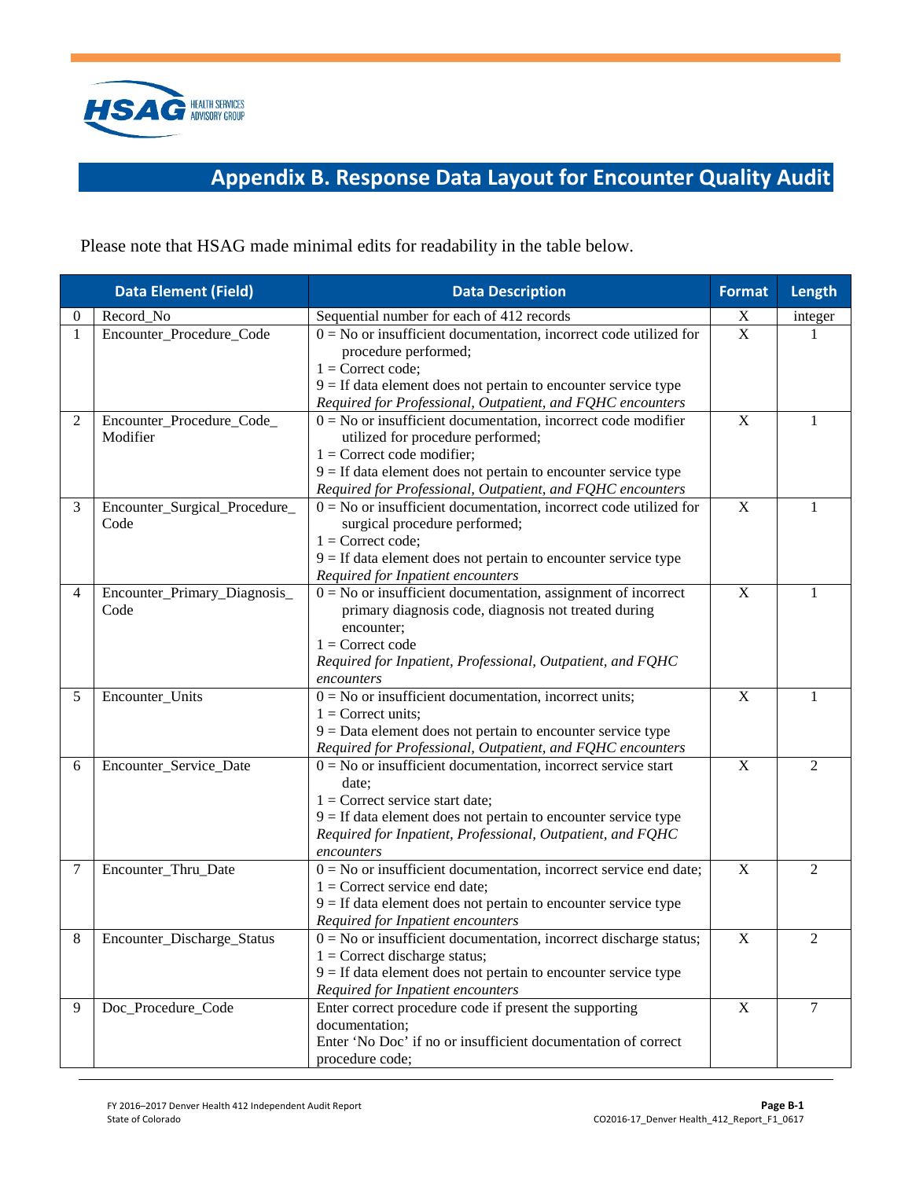# Appendix B. Response Data Layout for Encounter Quality Audit

Please note that HSAG made minimal edits for readability in the table below.

| | Data Element (Field) | Data Description | Format | Length |
|---|---|---|---|---|
| 0 | Record_No | Sequential number for each of 412 records | X | integer |
| 1 | Encounter_Procedure_Code | 0 = No or insufficient documentation, incorrect code utilized for procedure performed;<br>1 = Correct code;<br>9 = If data element does not pertain to encounter service type<br>*Required for Professional, Outpatient, and FQHC encounters* | X | 1 |
| 2 | Encounter_Procedure_Code_Modifier | 0 = No or insufficient documentation, incorrect code modifier utilized for procedure performed;<br>1 = Correct code modifier;<br>9 = If data element does not pertain to encounter service type<br>*Required for Professional, Outpatient, and FQHC encounters* | X | 1 |
| 3 | Encounter_Surgical_Procedure_Code | 0 = No or insufficient documentation, incorrect code utilized for surgical procedure performed;<br>1 = Correct code;<br>9 = If data element does not pertain to encounter service type<br>*Required for Inpatient encounters* | X | 1 |
| 4 | Encounter_Primary_Diagnosis_Code | 0 = No or insufficient documentation, assignment of incorrect primary diagnosis code, diagnosis not treated during encounter;<br>1 = Correct code<br>*Required for Inpatient, Professional, Outpatient, and FQHC encounters* | X | 1 |
| 5 | Encounter_Units | 0 = No or insufficient documentation, incorrect units;<br>1 = Correct units;<br>9 = Data element does not pertain to encounter service type<br>*Required for Professional, Outpatient, and FQHC encounters* | X | 1 |
| 6 | Encounter_Service_Date | 0 = No or insufficient documentation, incorrect service start date;<br>1 = Correct service start date;<br>9 = If data element does not pertain to encounter service type<br>*Required for Inpatient, Professional, Outpatient, and FQHC encounters* | X | 2 |
| 7 | Encounter_Thru_Date | 0 = No or insufficient documentation, incorrect service end date;<br>1 = Correct service end date;<br>9 = If data element does not pertain to encounter service type<br>*Required for Inpatient encounters* | X | 2 |
| 8 | Encounter_Discharge_Status | 0 = No or insufficient documentation, incorrect discharge status;<br>1 = Correct discharge status;<br>9 = If data element does not pertain to encounter service type<br>*Required for Inpatient encounters* | X | 2 |
| 9 | Doc_Procedure_Code | Enter correct procedure code if present the supporting documentation;<br>Enter 'No Doc' if no or insufficient documentation of correct procedure code; | X | 7 |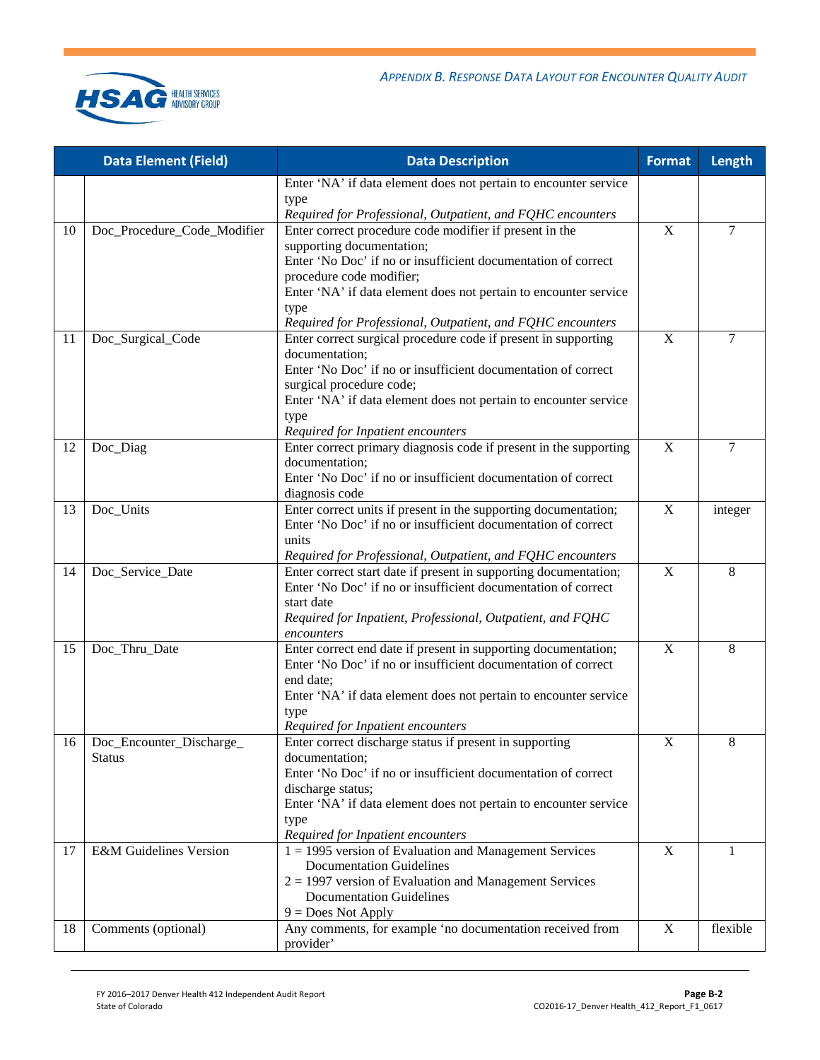| | Data Element (Field) | Data Description | Format | Length |
|---|---|---|---|---|
| | | Enter 'NA' if data element does not pertain to encounter service type<br>*Required for Professional, Outpatient, and FQHC encounters* | | |
| 10 | Doc_Procedure_Code_Modifier | Enter correct procedure code modifier if present in the supporting documentation;<br>Enter 'No Doc' if no or insufficient documentation of correct procedure code modifier;<br>Enter 'NA' if data element does not pertain to encounter service type<br>*Required for Professional, Outpatient, and FQHC encounters* | X | 7 |
| 11 | Doc_Surgical_Code | Enter correct surgical procedure code if present in supporting documentation;<br>Enter 'No Doc' if no or insufficient documentation of correct surgical procedure code;<br>Enter 'NA' if data element does not pertain to encounter service type<br>*Required for Inpatient encounters* | X | 7 |
| 12 | Doc_Diag | Enter correct primary diagnosis code if present in the supporting documentation;<br>Enter 'No Doc' if no or insufficient documentation of correct diagnosis code | X | 7 |
| 13 | Doc_Units | Enter correct units if present in the supporting documentation;<br>Enter 'No Doc' if no or insufficient documentation of correct units<br>*Required for Professional, Outpatient, and FQHC encounters* | X | integer |
| 14 | Doc_Service_Date | Enter correct start date if present in supporting documentation;<br>Enter 'No Doc' if no or insufficient documentation of correct start date<br>*Required for Inpatient, Professional, Outpatient, and FQHC encounters* | X | 8 |
| 15 | Doc_Thru_Date | Enter correct end date if present in supporting documentation;<br>Enter 'No Doc' if no or insufficient documentation of correct end date;<br>Enter 'NA' if data element does not pertain to encounter service type<br>*Required for Inpatient encounters* | X | 8 |
| 16 | Doc_Encounter_Discharge_Status | Enter correct discharge status if present in supporting documentation;<br>Enter 'No Doc' if no or insufficient documentation of correct discharge status;<br>Enter 'NA' if data element does not pertain to encounter service type<br>*Required for Inpatient encounters* | X | 8 |
| 17 | E&M Guidelines Version | 1 = 1995 version of Evaluation and Management Services Documentation Guidelines<br>2 = 1997 version of Evaluation and Management Services Documentation Guidelines<br>9 = Does Not Apply | X | 1 |
| 18 | Comments (optional) | Any comments, for example 'no documentation received from provider' | X | flexible |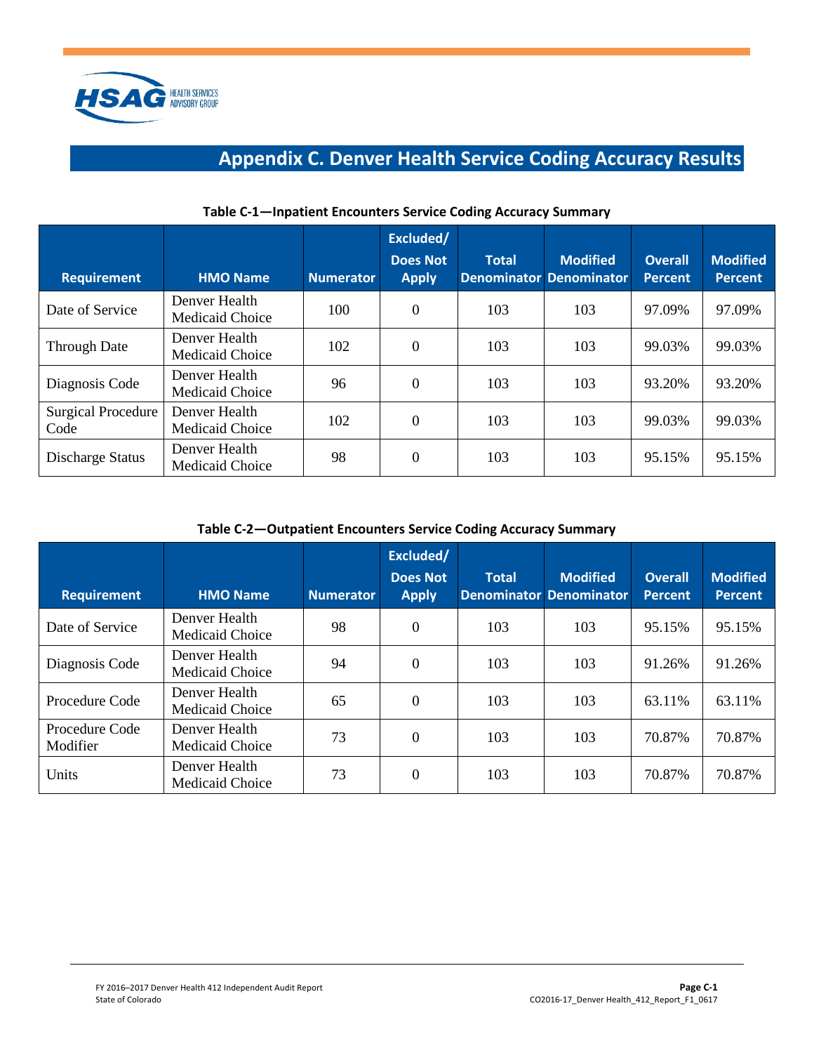# Appendix C. Denver Health Service Coding Accuracy Results

**Table C-1—Inpatient Encounters Service Coding Accuracy Summary**

| Requirement | HMO Name | Numerator | Excluded/ Does Not Apply | Total Denominator | Modified Denominator | Overall Percent | Modified Percent |
|---|---|---|---|---|---|---|---|
| Date of Service | Denver Health Medicaid Choice | 100 | 0 | 103 | 103 | 97.09% | 97.09% |
| Through Date | Denver Health Medicaid Choice | 102 | 0 | 103 | 103 | 99.03% | 99.03% |
| Diagnosis Code | Denver Health Medicaid Choice | 96 | 0 | 103 | 103 | 93.20% | 93.20% |
| Surgical Procedure Code | Denver Health Medicaid Choice | 102 | 0 | 103 | 103 | 99.03% | 99.03% |
| Discharge Status | Denver Health Medicaid Choice | 98 | 0 | 103 | 103 | 95.15% | 95.15% |

**Table C-2—Outpatient Encounters Service Coding Accuracy Summary**

| Requirement | HMO Name | Numerator | Excluded/ Does Not Apply | Total Denominator | Modified Denominator | Overall Percent | Modified Percent |
|---|---|---|---|---|---|---|---|
| Date of Service | Denver Health Medicaid Choice | 98 | 0 | 103 | 103 | 95.15% | 95.15% |
| Diagnosis Code | Denver Health Medicaid Choice | 94 | 0 | 103 | 103 | 91.26% | 91.26% |
| Procedure Code | Denver Health Medicaid Choice | 65 | 0 | 103 | 103 | 63.11% | 63.11% |
| Procedure Code Modifier | Denver Health Medicaid Choice | 73 | 0 | 103 | 103 | 70.87% | 70.87% |
| Units | Denver Health Medicaid Choice | 73 | 0 | 103 | 103 | 70.87% | 70.87% |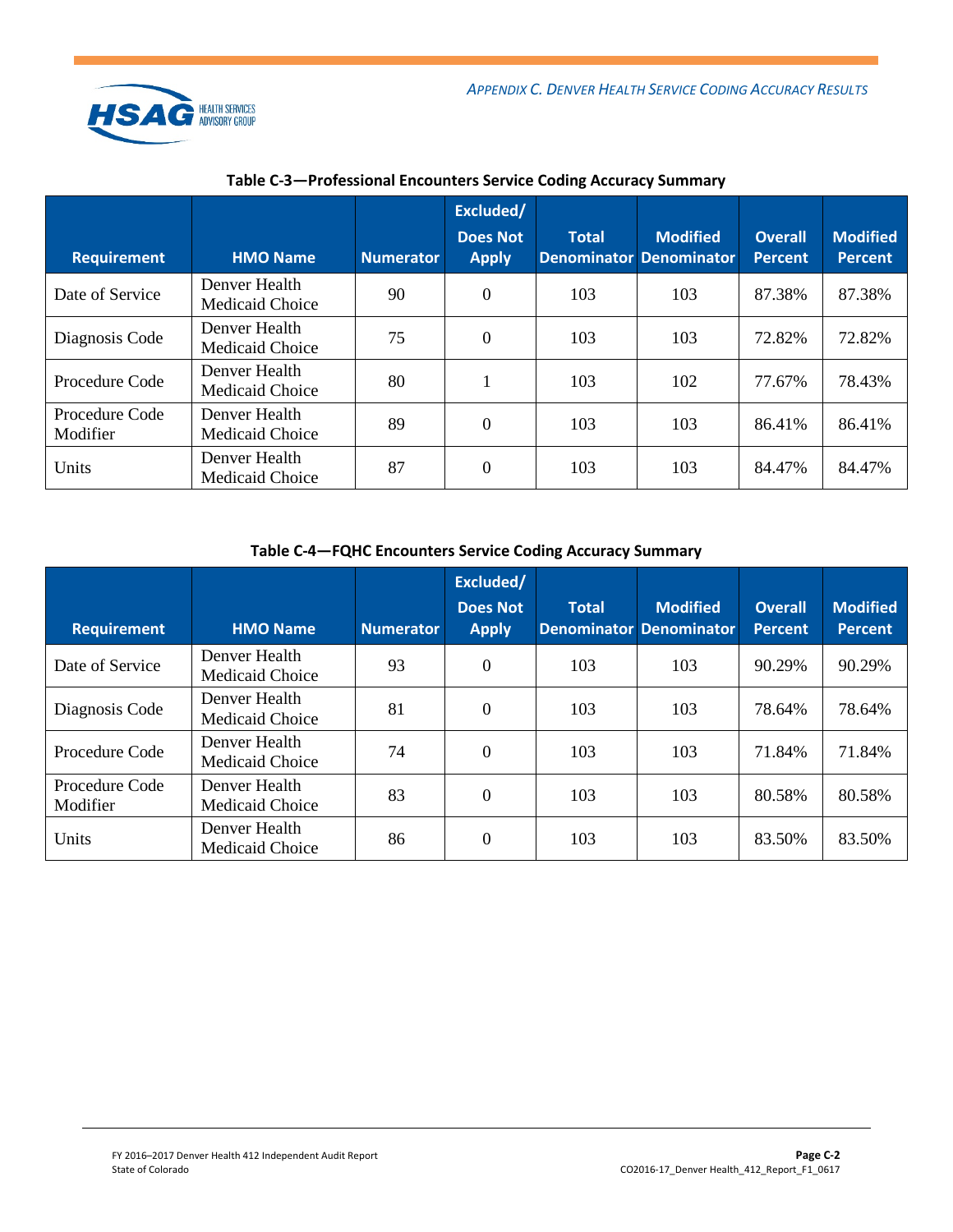**Table C-3—Professional Encounters Service Coding Accuracy Summary**

| Requirement | HMO Name | Numerator | Excluded/ Does Not Apply | Total Denominator | Modified Denominator | Overall Percent | Modified Percent |
|---|---|---|---|---|---|---|---|
| Date of Service | Denver Health Medicaid Choice | 90 | 0 | 103 | 103 | 87.38% | 87.38% |
| Diagnosis Code | Denver Health Medicaid Choice | 75 | 0 | 103 | 103 | 72.82% | 72.82% |
| Procedure Code | Denver Health Medicaid Choice | 80 | 1 | 103 | 102 | 77.67% | 78.43% |
| Procedure Code Modifier | Denver Health Medicaid Choice | 89 | 0 | 103 | 103 | 86.41% | 86.41% |
| Units | Denver Health Medicaid Choice | 87 | 0 | 103 | 103 | 84.47% | 84.47% |

**Table C-4—FQHC Encounters Service Coding Accuracy Summary**

| Requirement | HMO Name | Numerator | Excluded/ Does Not Apply | Total Denominator | Modified Denominator | Overall Percent | Modified Percent |
|---|---|---|---|---|---|---|---|
| Date of Service | Denver Health Medicaid Choice | 93 | 0 | 103 | 103 | 90.29% | 90.29% |
| Diagnosis Code | Denver Health Medicaid Choice | 81 | 0 | 103 | 103 | 78.64% | 78.64% |
| Procedure Code | Denver Health Medicaid Choice | 74 | 0 | 103 | 103 | 71.84% | 71.84% |
| Procedure Code Modifier | Denver Health Medicaid Choice | 83 | 0 | 103 | 103 | 80.58% | 80.58% |
| Units | Denver Health Medicaid Choice | 86 | 0 | 103 | 103 | 83.50% | 83.50% |